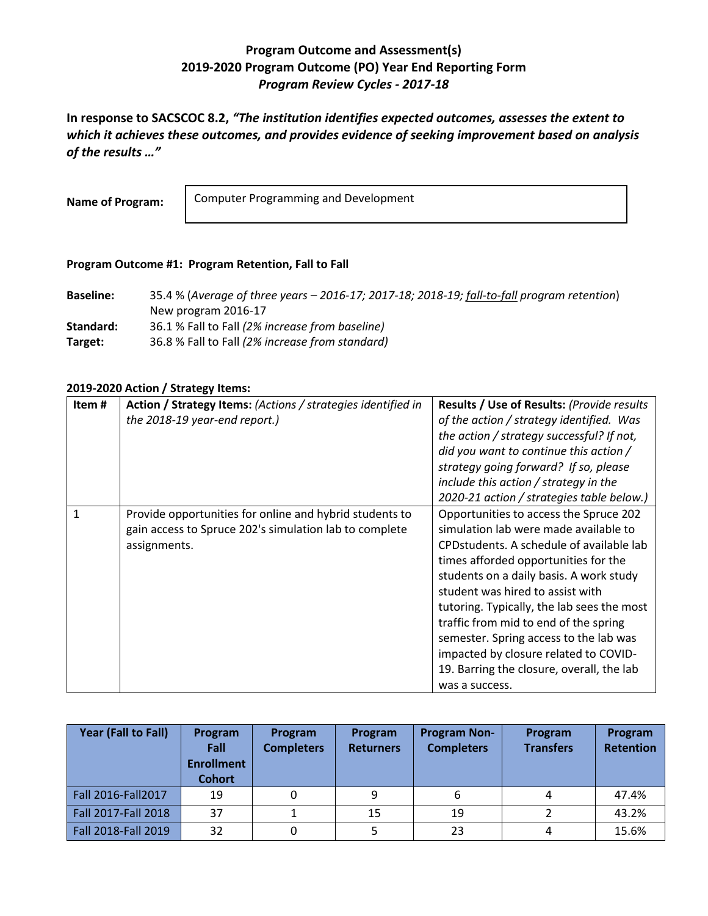# Program Outcome and Assessment(s)
## 2019-2020 Program Outcome (PO) Year End Reporting Form
### *Program Review Cycles - 2017-18*

**In response to SACSCOC 8.2, *"The institution identifies expected outcomes, assesses the extent to which it achieves these outcomes, and provides evidence of seeking improvement based on analysis of the results …"***

**Name of Program:** Computer Programming and Development

**Program Outcome #1: Program Retention, Fall to Fall**

**Baseline:** 35.4 % (*Average of three years – 2016-17; 2017-18; 2018-19; fall-to-fall program retention*)
New program 2016-17

**Standard:** 36.1 % Fall to Fall *(2% increase from baseline)*

**Target:** 36.8 % Fall to Fall *(2% increase from standard)*

**2019-2020 Action / Strategy Items:**

| Item # | **Action / Strategy Items:** *(Actions / strategies identified in the 2018-19 year-end report.)* | **Results / Use of Results:** *(Provide results of the action / strategy identified. Was the action / strategy successful? If not, did you want to continue this action / strategy going forward? If so, please include this action / strategy in the 2020-21 action / strategies table below.)* |
|---|---|---|
| 1 | Provide opportunities for online and hybrid students to gain access to Spruce 202's simulation lab to complete assignments. | Opportunities to access the Spruce 202 simulation lab were made available to CPDstudents. A schedule of available lab times afforded opportunities for the students on a daily basis. A work study student was hired to assist with tutoring. Typically, the lab sees the most traffic from mid to end of the spring semester. Spring access to the lab was impacted by closure related to COVID-19. Barring the closure, overall, the lab was a success. |

| Year (Fall to Fall) | Program Fall Enrollment Cohort | Program Completers | Program Returners | Program Non-Completers | Program Transfers | Program Retention |
|---|---|---|---|---|---|---|
| Fall 2016-Fall2017 | 19 | 0 | 9 | 6 | 4 | 47.4% |
| Fall 2017-Fall 2018 | 37 | 1 | 15 | 19 | 2 | 43.2% |
| Fall 2018-Fall 2019 | 32 | 0 | 5 | 23 | 4 | 15.6% |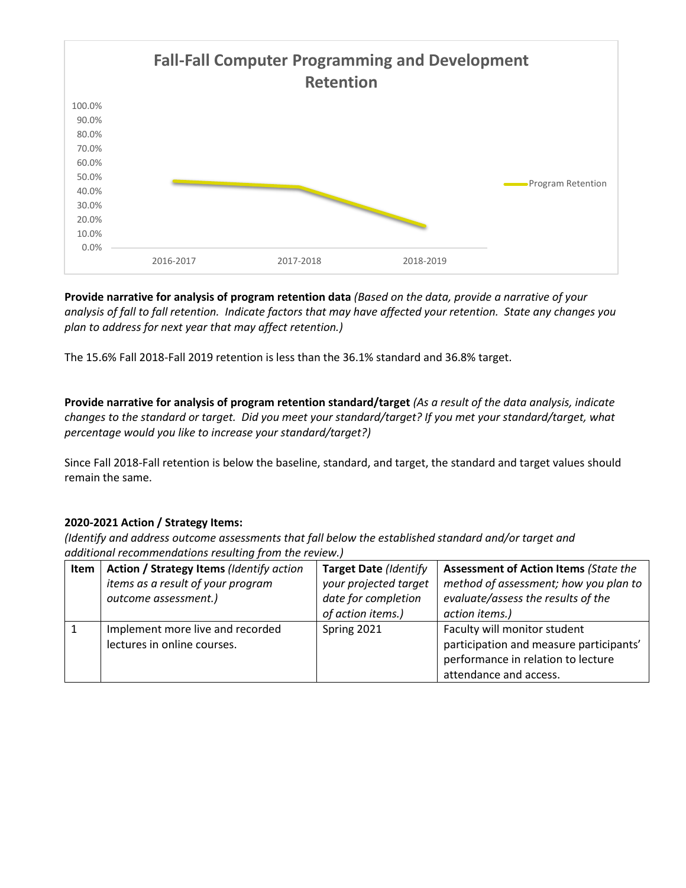Fall-Fall Computer Programming and Development Retention

100.0%
90.0%
80.0%
70.0%
60.0%
50.0%
40.0%
30.0%
20.0%
10.0%
0.0%

2016-2017
2017-2018
2018-2019

Program Retention

**Provide narrative for analysis of program retention data** *(Based on the data, provide a narrative of your analysis of fall to fall retention. Indicate factors that may have affected your retention. State any changes you plan to address for next year that may affect retention.)*

The 15.6% Fall 2018-Fall 2019 retention is less than the 36.1% standard and 36.8% target.

**Provide narrative for analysis of program retention standard/target** *(As a result of the data analysis, indicate changes to the standard or target. Did you meet your standard/target? If you met your standard/target, what percentage would you like to increase your standard/target?)*

Since Fall 2018-Fall retention is below the baseline, standard, and target, the standard and target values should remain the same.

**2020-2021 Action / Strategy Items:**

*(Identify and address outcome assessments that fall below the established standard and/or target and additional recommendations resulting from the review.)*

| **Item** | **Action / Strategy Items** *(Identify action items as a result of your program outcome assessment.)* | **Target Date** *(Identify your projected target date for completion of action items.)* | **Assessment of Action Items** *(State the method of assessment; how you plan to evaluate/assess the results of the action items.)* |
|---|---|---|---|
| 1 | Implement more live and recorded lectures in online courses. | Spring 2021 | Faculty will monitor student participation and measure participants' performance in relation to lecture attendance and access. |